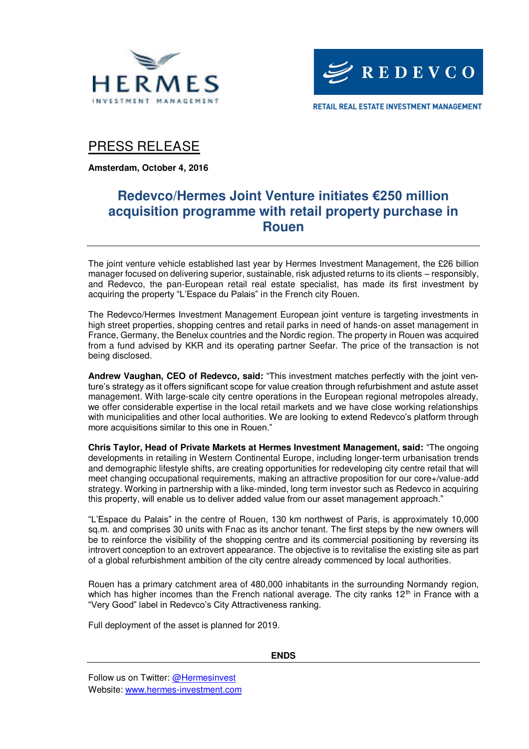HERMES
INVESTMENT MANAGEMENT

REDEVCO
RETAIL REAL ESTATE INVESTMENT MANAGEMENT

# PRESS RELEASE

**Amsterdam, October 4, 2016**

## Redevco/Hermes Joint Venture initiates €250 million acquisition programme with retail property purchase in Rouen

The joint venture vehicle established last year by Hermes Investment Management, the £26 billion manager focused on delivering superior, sustainable, risk adjusted returns to its clients – responsibly, and Redevco, the pan-European retail real estate specialist, has made its first investment by acquiring the property "L'Espace du Palais" in the French city Rouen.

The Redevco/Hermes Investment Management European joint venture is targeting investments in high street properties, shopping centres and retail parks in need of hands-on asset management in France, Germany, the Benelux countries and the Nordic region. The property in Rouen was acquired from a fund advised by KKR and its operating partner Seefar. The price of the transaction is not being disclosed.

**Andrew Vaughan, CEO of Redevco, said:** "This investment matches perfectly with the joint venture's strategy as it offers significant scope for value creation through refurbishment and astute asset management. With large-scale city centre operations in the European regional metropoles already, we offer considerable expertise in the local retail markets and we have close working relationships with municipalities and other local authorities. We are looking to extend Redevco's platform through more acquisitions similar to this one in Rouen."

**Chris Taylor, Head of Private Markets at Hermes Investment Management, said:** "The ongoing developments in retailing in Western Continental Europe, including longer-term urbanisation trends and demographic lifestyle shifts, are creating opportunities for redeveloping city centre retail that will meet changing occupational requirements, making an attractive proposition for our core+/value-add strategy. Working in partnership with a like-minded, long term investor such as Redevco in acquiring this property, will enable us to deliver added value from our asset management approach."

"L'Espace du Palais" in the centre of Rouen, 130 km northwest of Paris, is approximately 10,000 sq.m. and comprises 30 units with Fnac as its anchor tenant. The first steps by the new owners will be to reinforce the visibility of the shopping centre and its commercial positioning by reversing its introvert conception to an extrovert appearance. The objective is to revitalise the existing site as part of a global refurbishment ambition of the city centre already commenced by local authorities.

Rouen has a primary catchment area of 480,000 inhabitants in the surrounding Normandy region, which has higher incomes than the French national average. The city ranks 12th in France with a "Very Good" label in Redevco's City Attractiveness ranking.

Full deployment of the asset is planned for 2019.

**ENDS**

---

Follow us on Twitter: @Hermesinvest
Website: www.hermes-investment.com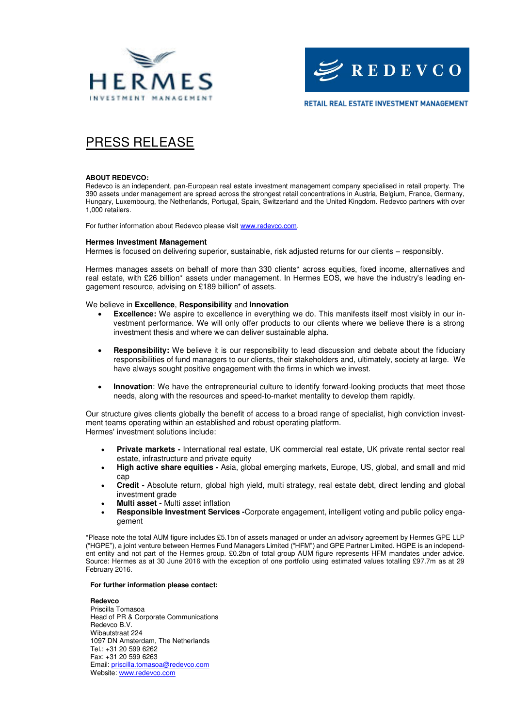HERMES INVESTMENT MANAGEMENT

REDEVCO

RETAIL REAL ESTATE INVESTMENT MANAGEMENT

# PRESS RELEASE

**ABOUT REDEVCO:**
Redevco is an independent, pan-European real estate investment management company specialised in retail property. The 390 assets under management are spread across the strongest retail concentrations in Austria, Belgium, France, Germany, Hungary, Luxembourg, the Netherlands, Portugal, Spain, Switzerland and the United Kingdom. Redevco partners with over 1,000 retailers.

For further information about Redevco please visit www.redevco.com.

**Hermes Investment Management**
Hermes is focused on delivering superior, sustainable, risk adjusted returns for our clients – responsibly.

Hermes manages assets on behalf of more than 330 clients* across equities, fixed income, alternatives and real estate, with £26 billion* assets under management. In Hermes EOS, we have the industry's leading engagement resource, advising on £189 billion* of assets.

We believe in **Excellence**, **Responsibility** and **Innovation**

- **Excellence:** We aspire to excellence in everything we do. This manifests itself most visibly in our investment performance. We will only offer products to our clients where we believe there is a strong investment thesis and where we can deliver sustainable alpha.

- **Responsibility:** We believe it is our responsibility to lead discussion and debate about the fiduciary responsibilities of fund managers to our clients, their stakeholders and, ultimately, society at large. We have always sought positive engagement with the firms in which we invest.

- **Innovation**: We have the entrepreneurial culture to identify forward-looking products that meet those needs, along with the resources and speed-to-market mentality to develop them rapidly.

Our structure gives clients globally the benefit of access to a broad range of specialist, high conviction investment teams operating within an established and robust operating platform.
Hermes' investment solutions include:

- **Private markets -** International real estate, UK commercial real estate, UK private rental sector real estate, infrastructure and private equity
- **High active share equities -** Asia, global emerging markets, Europe, US, global, and small and mid cap
- **Credit -** Absolute return, global high yield, multi strategy, real estate debt, direct lending and global investment grade
- **Multi asset -** Multi asset inflation
- **Responsible Investment Services -**Corporate engagement, intelligent voting and public policy engagement

*Please note the total AUM figure includes £5.1bn of assets managed or under an advisory agreement by Hermes GPE LLP ("HGPE"), a joint venture between Hermes Fund Managers Limited ("HFM") and GPE Partner Limited. HGPE is an independent entity and not part of the Hermes group. £0.2bn of total group AUM figure represents HFM mandates under advice. Source: Hermes as at 30 June 2016 with the exception of one portfolio using estimated values totalling £97.7m as at 29 February 2016.

**For further information please contact:**

**Redevco**
Priscilla Tomasoa
Head of PR & Corporate Communications
Redevco B.V.
Wibautstraat 224
1097 DN Amsterdam, The Netherlands
Tel.: +31 20 599 6262
Fax: +31 20 599 6263
Email: priscilla.tomasoa@redevco.com
Website: www.redevco.com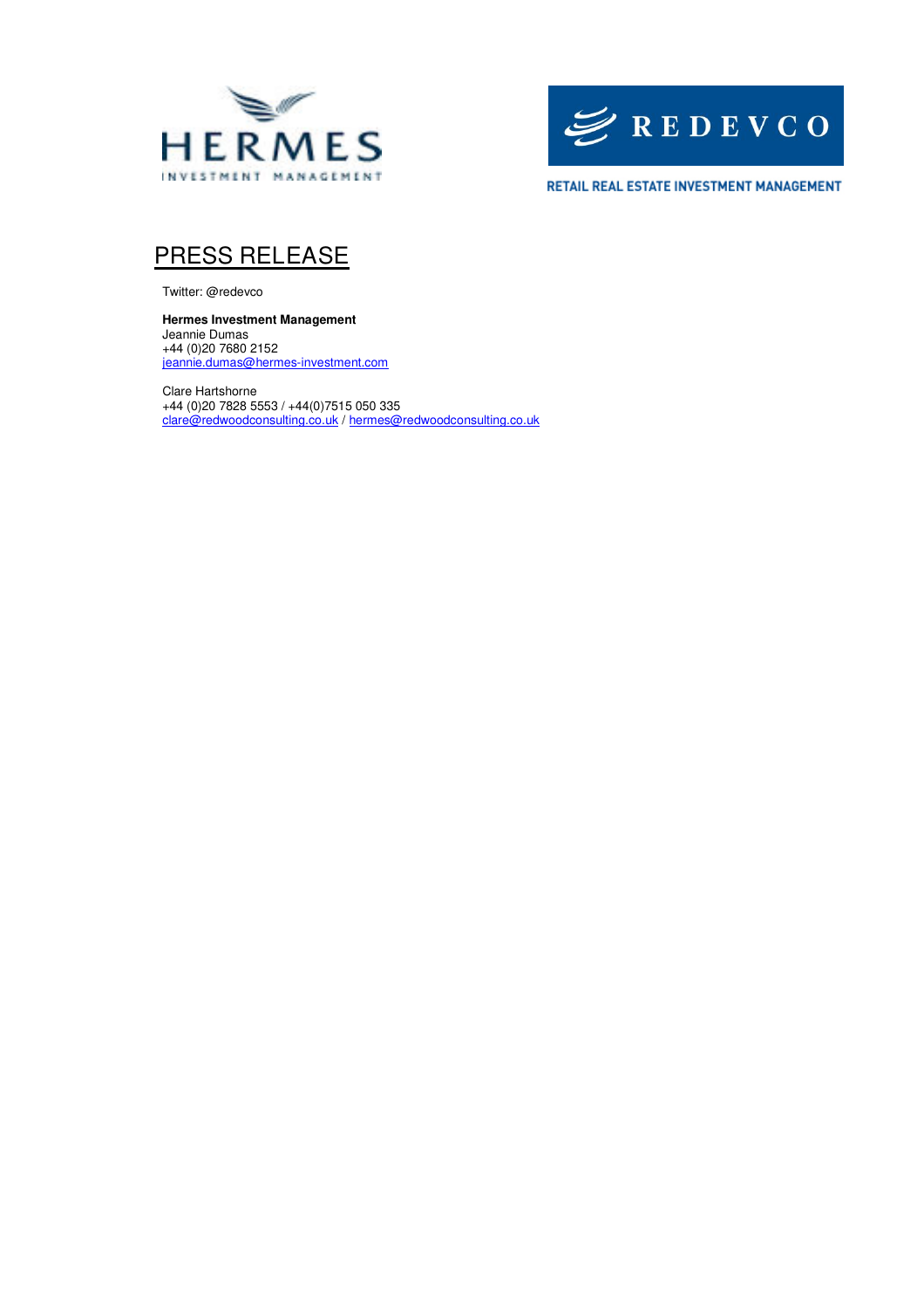HERMES
INVESTMENT MANAGEMENT

REDEVCO

RETAIL REAL ESTATE INVESTMENT MANAGEMENT

# PRESS RELEASE

Twitter: @redevco

**Hermes Investment Management**
Jeannie Dumas
+44 (0)20 7680 2152
jeannie.dumas@hermes-investment.com

Clare Hartshorne
+44 (0)20 7828 5553 / +44(0)7515 050 335
clare@redwoodconsulting.co.uk / hermes@redwoodconsulting.co.uk